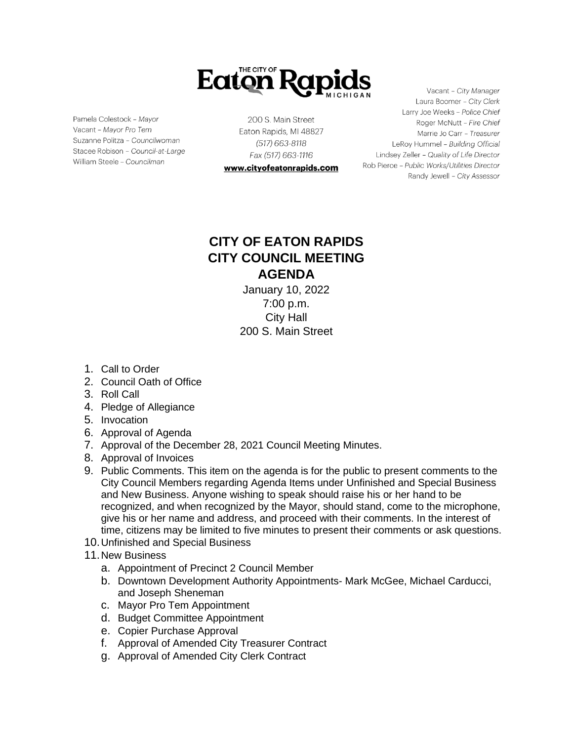THE CITY OF **Eaton Rapids** MICHIGAN

Pamela Colestock – *Mayor*
Vacant – *Mayor Pro Tem*
Suzanne Politza – *Councilwoman*
Stacee Robison – *Council-at-Large*
William Steele – *Councilman*

200 S. Main Street
Eaton Rapids, MI 48827
*(517) 663-8118*
*Fax (517) 663-1116*
**www.cityofeatonrapids.com**

Vacant – *City Manager*
Laura Boomer – *City Clerk*
Larry Joe Weeks – *Police Chief*
Roger McNutt – *Fire Chief*
Marrie Jo Carr – *Treasurer*
LeRoy Hummel – *Building Official*
Lindsey Zeller – *Quality of Life Director*
Rob Pierce – *Public Works/Utilities Director*
Randy Jewell – *City Assessor*

# CITY OF EATON RAPIDS
# CITY COUNCIL MEETING
# AGENDA

January 10, 2022
7:00 p.m.
City Hall
200 S. Main Street

1. Call to Order
2. Council Oath of Office
3. Roll Call
4. Pledge of Allegiance
5. Invocation
6. Approval of Agenda
7. Approval of the December 28, 2021 Council Meeting Minutes.
8. Approval of Invoices
9. Public Comments. This item on the agenda is for the public to present comments to the City Council Members regarding Agenda Items under Unfinished and Special Business and New Business. Anyone wishing to speak should raise his or her hand to be recognized, and when recognized by the Mayor, should stand, come to the microphone, give his or her name and address, and proceed with their comments. In the interest of time, citizens may be limited to five minutes to present their comments or ask questions.
10. Unfinished and Special Business
11. New Business
    a. Appointment of Precinct 2 Council Member
    b. Downtown Development Authority Appointments- Mark McGee, Michael Carducci, and Joseph Sheneman
    c. Mayor Pro Tem Appointment
    d. Budget Committee Appointment
    e. Copier Purchase Approval
    f. Approval of Amended City Treasurer Contract
    g. Approval of Amended City Clerk Contract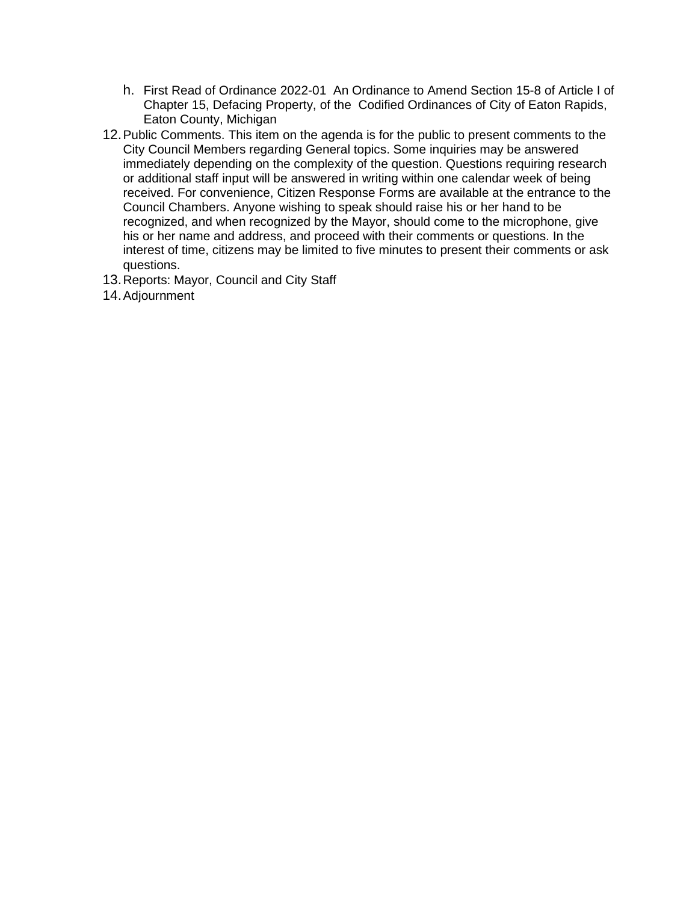h. First Read of Ordinance 2022-01 An Ordinance to Amend Section 15-8 of Article I of Chapter 15, Defacing Property, of the Codified Ordinances of City of Eaton Rapids, Eaton County, Michigan

12. Public Comments. This item on the agenda is for the public to present comments to the City Council Members regarding General topics. Some inquiries may be answered immediately depending on the complexity of the question. Questions requiring research or additional staff input will be answered in writing within one calendar week of being received. For convenience, Citizen Response Forms are available at the entrance to the Council Chambers. Anyone wishing to speak should raise his or her hand to be recognized, and when recognized by the Mayor, should come to the microphone, give his or her name and address, and proceed with their comments or questions. In the interest of time, citizens may be limited to five minutes to present their comments or ask questions.
13. Reports: Mayor, Council and City Staff
14. Adjournment